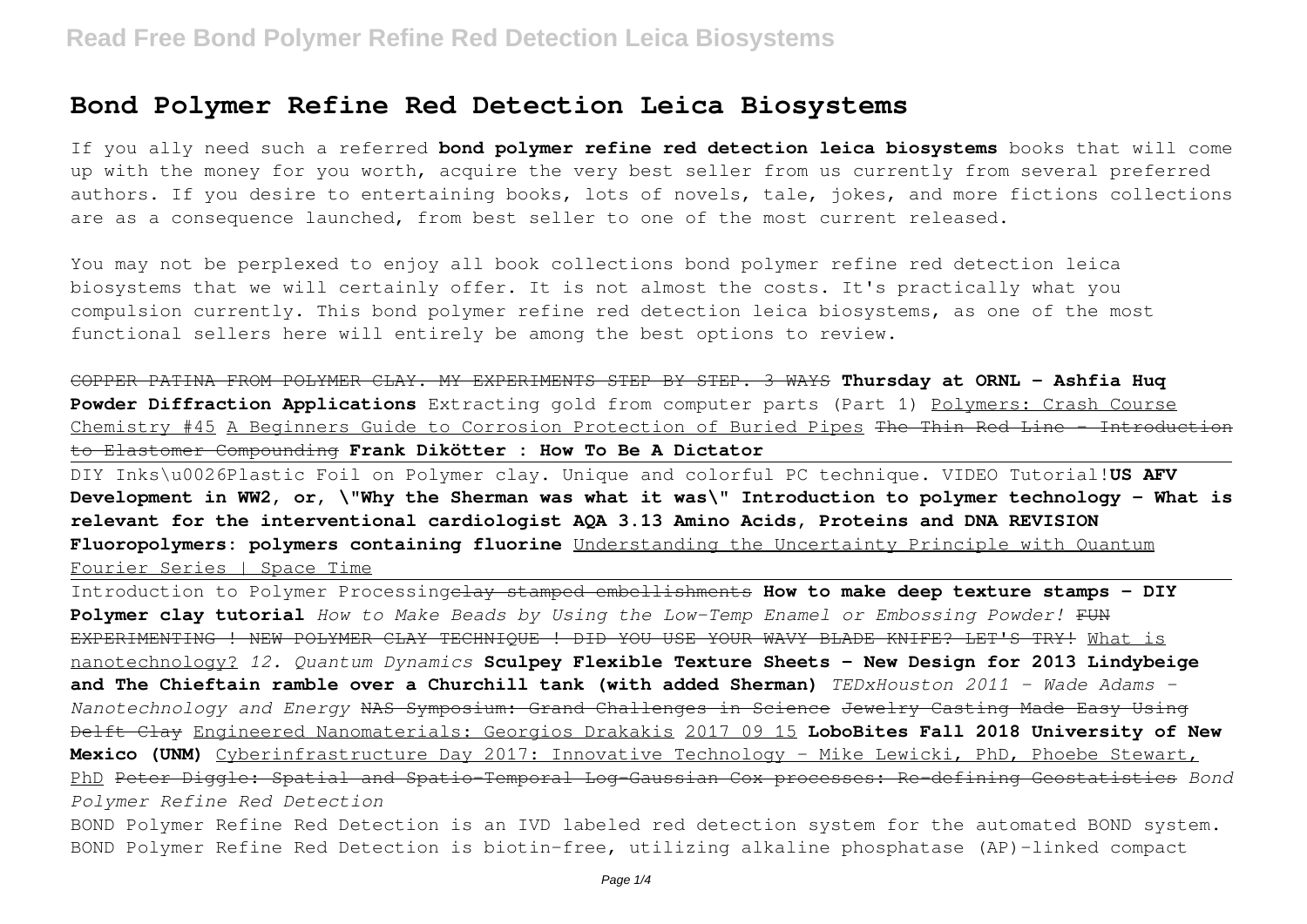# Bond Polymer Refine Red Detection Leica Biosystems

If you ally need such a referred **bond polymer refine red detection leica biosystems** books that will come up with the money for you worth, acquire the very best seller from us currently from several preferred authors. If you desire to entertaining books, lots of novels, tale, jokes, and more fictions collections are as a consequence launched, from best seller to one of the most current released.

You may not be perplexed to enjoy all book collections bond polymer refine red detection leica biosystems that we will certainly offer. It is not almost the costs. It's practically what you compulsion currently. This bond polymer refine red detection leica biosystems, as one of the most functional sellers here will entirely be among the best options to review.

~~COPPER PATINA FROM POLYMER CLAY. MY EXPERIMENTS STEP BY STEP. 3 WAYS~~ **Thursday at ORNL - Ashfia Huq Powder Diffraction Applications** Extracting gold from computer parts (Part 1) Polymers: Crash Course Chemistry #45 A Beginners Guide to Corrosion Protection of Buried Pipes ~~The Thin Red Line - Introduction to Elastomer Compounding~~ **Frank Dikötter : How To Be A Dictator**

DIY Inks\u0026Plastic Foil on Polymer clay. Unique and colorful PC technique. VIDEO Tutorial! **US AFV Development in WW2, or, \"Why the Sherman was what it was\" Introduction to polymer technology - What is relevant for the interventional cardiologist AQA 3.13 Amino Acids, Proteins and DNA REVISION Fluoropolymers: polymers containing fluorine** Understanding the Uncertainty Principle with Quantum Fourier Series | Space Time

Introduction to Polymer Processing ~~clay stamped embellishments~~ **How to make deep texture stamps - DIY Polymer clay tutorial** *How to Make Beads by Using the Low-Temp Enamel or Embossing Powder!* ~~FUN EXPERIMENTING ! NEW POLYMER CLAY TECHNIQUE ! DID YOU USE YOUR WAVY BLADE KNIFE? LET'S TRY!~~ What is nanotechnology? *12. Quantum Dynamics* **Sculpey Flexible Texture Sheets - New Design for 2013 Lindybeige and The Chieftain ramble over a Churchill tank (with added Sherman)** *TEDxHouston 2011 - Wade Adams - Nanotechnology and Energy* ~~NAS Symposium: Grand Challenges in Science~~ ~~Jewelry Casting Made Easy Using Delft Clay~~ Engineered Nanomaterials: Georgios Drakakis 2017 09 15 **LoboBites Fall 2018 University of New Mexico (UNM)** Cyberinfrastructure Day 2017: Innovative Technology - Mike Lewicki, PhD, Phoebe Stewart, PhD ~~Peter Diggle: Spatial and Spatio-Temporal Log-Gaussian Cox processes: Re-defining Geostatistics~~ *Bond Polymer Refine Red Detection*

BOND Polymer Refine Red Detection is an IVD labeled red detection system for the automated BOND system. BOND Polymer Refine Red Detection is biotin-free, utilizing alkaline phosphatase (AP)-linked compact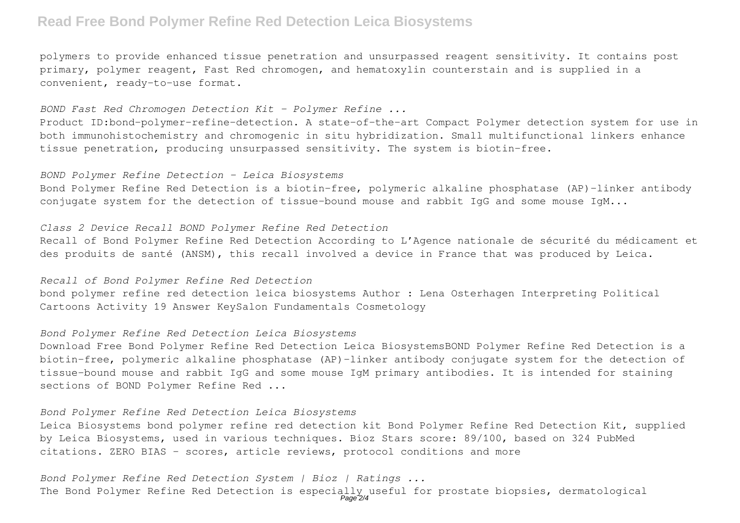polymers to provide enhanced tissue penetration and unsurpassed reagent sensitivity. It contains post primary, polymer reagent, Fast Red chromogen, and hematoxylin counterstain and is supplied in a convenient, ready-to-use format.

*BOND Fast Red Chromogen Detection Kit - Polymer Refine ...*

Product ID:bond-polymer-refine-detection. A state-of-the-art Compact Polymer detection system for use in both immunohistochemistry and chromogenic in situ hybridization. Small multifunctional linkers enhance tissue penetration, producing unsurpassed sensitivity. The system is biotin-free.

*BOND Polymer Refine Detection - Leica Biosystems*

Bond Polymer Refine Red Detection is a biotin-free, polymeric alkaline phosphatase (AP)-linker antibody conjugate system for the detection of tissue-bound mouse and rabbit IgG and some mouse IgM...

*Class 2 Device Recall BOND Polymer Refine Red Detection*

Recall of Bond Polymer Refine Red Detection According to L'Agence nationale de sécurité du médicament et des produits de santé (ANSM), this recall involved a device in France that was produced by Leica.

*Recall of Bond Polymer Refine Red Detection*

bond polymer refine red detection leica biosystems Author : Lena Osterhagen Interpreting Political Cartoons Activity 19 Answer KeySalon Fundamentals Cosmetology

*Bond Polymer Refine Red Detection Leica Biosystems*

Download Free Bond Polymer Refine Red Detection Leica BiosystemsBOND Polymer Refine Red Detection is a biotin-free, polymeric alkaline phosphatase (AP)-linker antibody conjugate system for the detection of tissue-bound mouse and rabbit IgG and some mouse IgM primary antibodies. It is intended for staining sections of BOND Polymer Refine Red ...

*Bond Polymer Refine Red Detection Leica Biosystems*

Leica Biosystems bond polymer refine red detection kit Bond Polymer Refine Red Detection Kit, supplied by Leica Biosystems, used in various techniques. Bioz Stars score: 89/100, based on 324 PubMed citations. ZERO BIAS - scores, article reviews, protocol conditions and more

*Bond Polymer Refine Red Detection System | Bioz | Ratings ...*

The Bond Polymer Refine Red Detection is especially useful for prostate biopsies, dermatological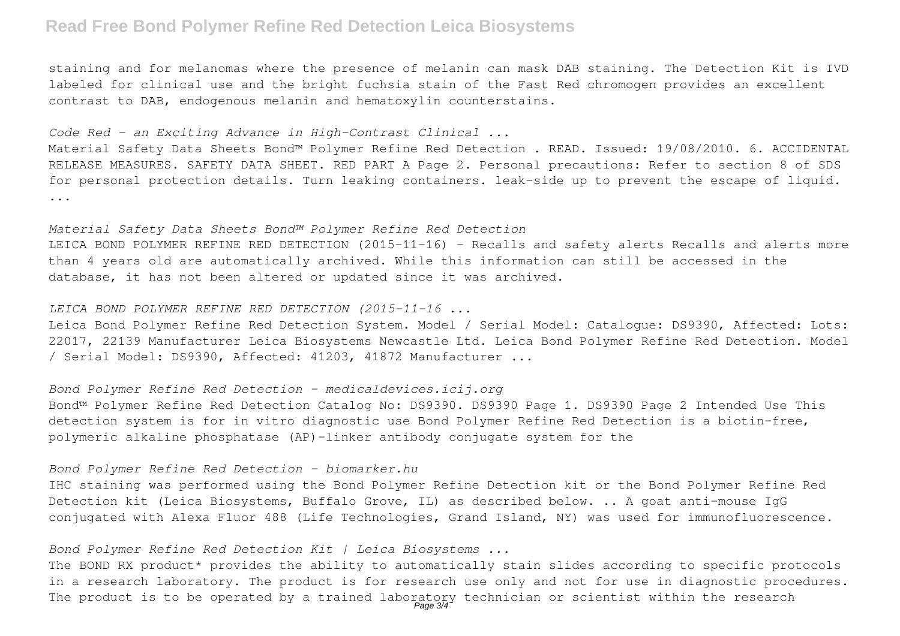staining and for melanomas where the presence of melanin can mask DAB staining. The Detection Kit is IVD labeled for clinical use and the bright fuchsia stain of the Fast Red chromogen provides an excellent contrast to DAB, endogenous melanin and hematoxylin counterstains.

*Code Red - an Exciting Advance in High-Contrast Clinical ...*

Material Safety Data Sheets Bond™ Polymer Refine Red Detection . READ. Issued: 19/08/2010. 6. ACCIDENTAL RELEASE MEASURES. SAFETY DATA SHEET. RED PART A Page 2. Personal precautions: Refer to section 8 of SDS for personal protection details. Turn leaking containers. leak-side up to prevent the escape of liquid. ...

*Material Safety Data Sheets Bond™ Polymer Refine Red Detection*

LEICA BOND POLYMER REFINE RED DETECTION (2015-11-16) - Recalls and safety alerts Recalls and alerts more than 4 years old are automatically archived. While this information can still be accessed in the database, it has not been altered or updated since it was archived.

*LEICA BOND POLYMER REFINE RED DETECTION (2015-11-16 ...*

Leica Bond Polymer Refine Red Detection System. Model / Serial Model: Catalogue: DS9390, Affected: Lots: 22017, 22139 Manufacturer Leica Biosystems Newcastle Ltd. Leica Bond Polymer Refine Red Detection. Model / Serial Model: DS9390, Affected: 41203, 41872 Manufacturer ...

*Bond Polymer Refine Red Detection - medicaldevices.icij.org*

Bond™ Polymer Refine Red Detection Catalog No: DS9390. DS9390 Page 1. DS9390 Page 2 Intended Use This detection system is for in vitro diagnostic use Bond Polymer Refine Red Detection is a biotin-free, polymeric alkaline phosphatase (AP)-linker antibody conjugate system for the

*Bond Polymer Refine Red Detection - biomarker.hu*

IHC staining was performed using the Bond Polymer Refine Detection kit or the Bond Polymer Refine Red Detection kit (Leica Biosystems, Buffalo Grove, IL) as described below. .. A goat anti-mouse IgG conjugated with Alexa Fluor 488 (Life Technologies, Grand Island, NY) was used for immunofluorescence.

*Bond Polymer Refine Red Detection Kit | Leica Biosystems ...*

The BOND RX product* provides the ability to automatically stain slides according to specific protocols in a research laboratory. The product is for research use only and not for use in diagnostic procedures. The product is to be operated by a trained laboratory technician or scientist within the research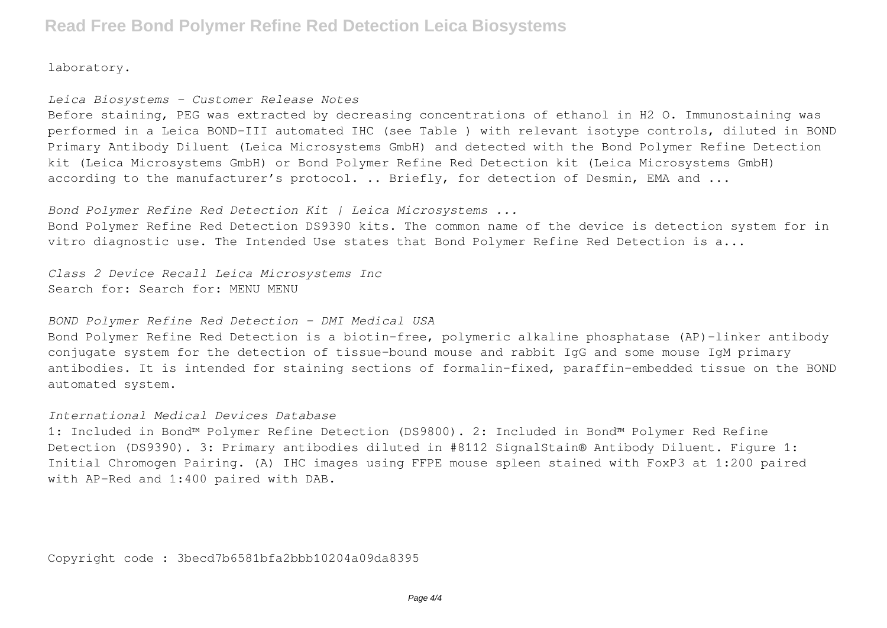laboratory.

*Leica Biosystems - Customer Release Notes*

Before staining, PEG was extracted by decreasing concentrations of ethanol in $H_2O$. Immunostaining was performed in a Leica BOND-III automated IHC (see Table ) with relevant isotype controls, diluted in BOND Primary Antibody Diluent (Leica Microsystems GmbH) and detected with the Bond Polymer Refine Detection kit (Leica Microsystems GmbH) or Bond Polymer Refine Red Detection kit (Leica Microsystems GmbH) according to the manufacturer's protocol. .. Briefly, for detection of Desmin, EMA and ...

*Bond Polymer Refine Red Detection Kit | Leica Microsystems ...*

Bond Polymer Refine Red Detection DS9390 kits. The common name of the device is detection system for in vitro diagnostic use. The Intended Use states that Bond Polymer Refine Red Detection is a...

*Class 2 Device Recall Leica Microsystems Inc*

Search for: Search for: MENU MENU

*BOND Polymer Refine Red Detection - DMI Medical USA*

Bond Polymer Refine Red Detection is a biotin-free, polymeric alkaline phosphatase (AP)-linker antibody conjugate system for the detection of tissue-bound mouse and rabbit IgG and some mouse IgM primary antibodies. It is intended for staining sections of formalin-fixed, paraffin-embedded tissue on the BOND automated system.

*International Medical Devices Database*

1: Included in Bond™ Polymer Refine Detection (DS9800). 2: Included in Bond™ Polymer Red Refine Detection (DS9390). 3: Primary antibodies diluted in #8112 SignalStain® Antibody Diluent. Figure 1: Initial Chromogen Pairing. (A) IHC images using FFPE mouse spleen stained with FoxP3 at 1:200 paired with AP-Red and 1:400 paired with DAB.

Copyright code : 3becd7b6581bfa2bbb10204a09da8395